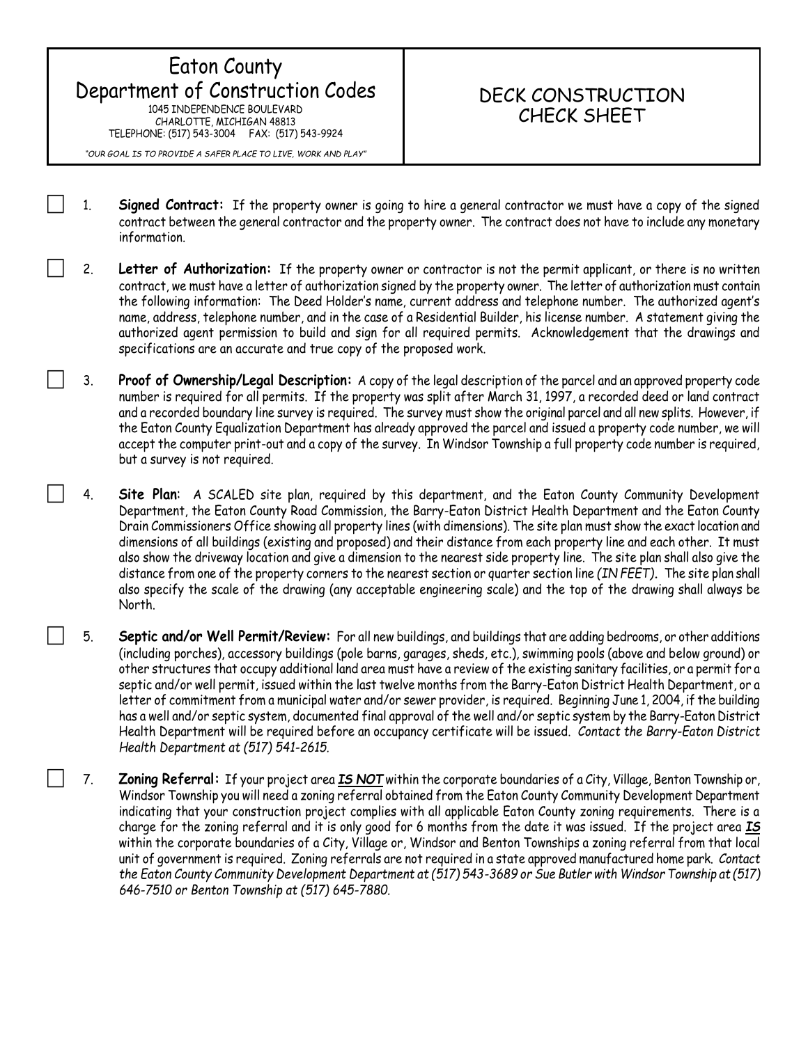# Eaton County Department of Construction Codes

1045 INDEPENDENCE BOULEVARD
CHARLOTTE, MICHIGAN 48813
TELEPHONE: (517) 543-3004 FAX: (517) 543-9924

*"OUR GOAL IS TO PROVIDE A SAFER PLACE TO LIVE, WORK AND PLAY"*

# DECK CONSTRUCTION CHECK SHEET

☐ 1. **Signed Contract:** If the property owner is going to hire a general contractor we must have a copy of the signed contract between the general contractor and the property owner. The contract does not have to include any monetary information.

☐ 2. **Letter of Authorization:** If the property owner or contractor is not the permit applicant, or there is no written contract, we must have a letter of authorization signed by the property owner. The letter of authorization must contain the following information: The Deed Holder's name, current address and telephone number. The authorized agent's name, address, telephone number, and in the case of a Residential Builder, his license number. A statement giving the authorized agent permission to build and sign for all required permits. Acknowledgement that the drawings and specifications are an accurate and true copy of the proposed work.

☐ 3. **Proof of Ownership/Legal Description:** A copy of the legal description of the parcel and an approved property code number is required for all permits. If the property was split after March 31, 1997, a recorded deed or land contract and a recorded boundary line survey is required. The survey must show the original parcel and all new splits. However, if the Eaton County Equalization Department has already approved the parcel and issued a property code number, we will accept the computer print-out and a copy of the survey. In Windsor Township a full property code number is required, but a survey is not required.

☐ 4. **Site Plan**: A SCALED site plan, required by this department, and the Eaton County Community Development Department, the Eaton County Road Commission, the Barry-Eaton District Health Department and the Eaton County Drain Commissioners Office showing all property lines (with dimensions). The site plan must show the exact location and dimensions of all buildings (existing and proposed) and their distance from each property line and each other. It must also show the driveway location and give a dimension to the nearest side property line. The site plan shall also give the distance from one of the property corners to the nearest section or quarter section line *(IN FEET)*. The site plan shall also specify the scale of the drawing (any acceptable engineering scale) and the top of the drawing shall always be North.

☐ 5. **Septic and/or Well Permit/Review:** For all new buildings, and buildings that are adding bedrooms, or other additions (including porches), accessory buildings (pole barns, garages, sheds, etc.), swimming pools (above and below ground) or other structures that occupy additional land area must have a review of the existing sanitary facilities, or a permit for a septic and/or well permit, issued within the last twelve months from the Barry-Eaton District Health Department, or a letter of commitment from a municipal water and/or sewer provider, is required. Beginning June 1, 2004, if the building has a well and/or septic system, documented final approval of the well and/or septic system by the Barry-Eaton District Health Department will be required before an occupancy certificate will be issued. *Contact the Barry-Eaton District Health Department at (517) 541-2615.*

☐ 7. **Zoning Referral:** If your project area ***IS NOT*** within the corporate boundaries of a City, Village, Benton Township or, Windsor Township you will need a zoning referral obtained from the Eaton County Community Development Department indicating that your construction project complies with all applicable Eaton County zoning requirements. There is a charge for the zoning referral and it is only good for 6 months from the date it was issued. If the project area ***IS*** within the corporate boundaries of a City, Village or, Windsor and Benton Townships a zoning referral from that local unit of government is required. Zoning referrals are not required in a state approved manufactured home park. *Contact the Eaton County Community Development Department at (517) 543-3689 or Sue Butler with Windsor Township at (517) 646-7510 or Benton Township at (517) 645-7880.*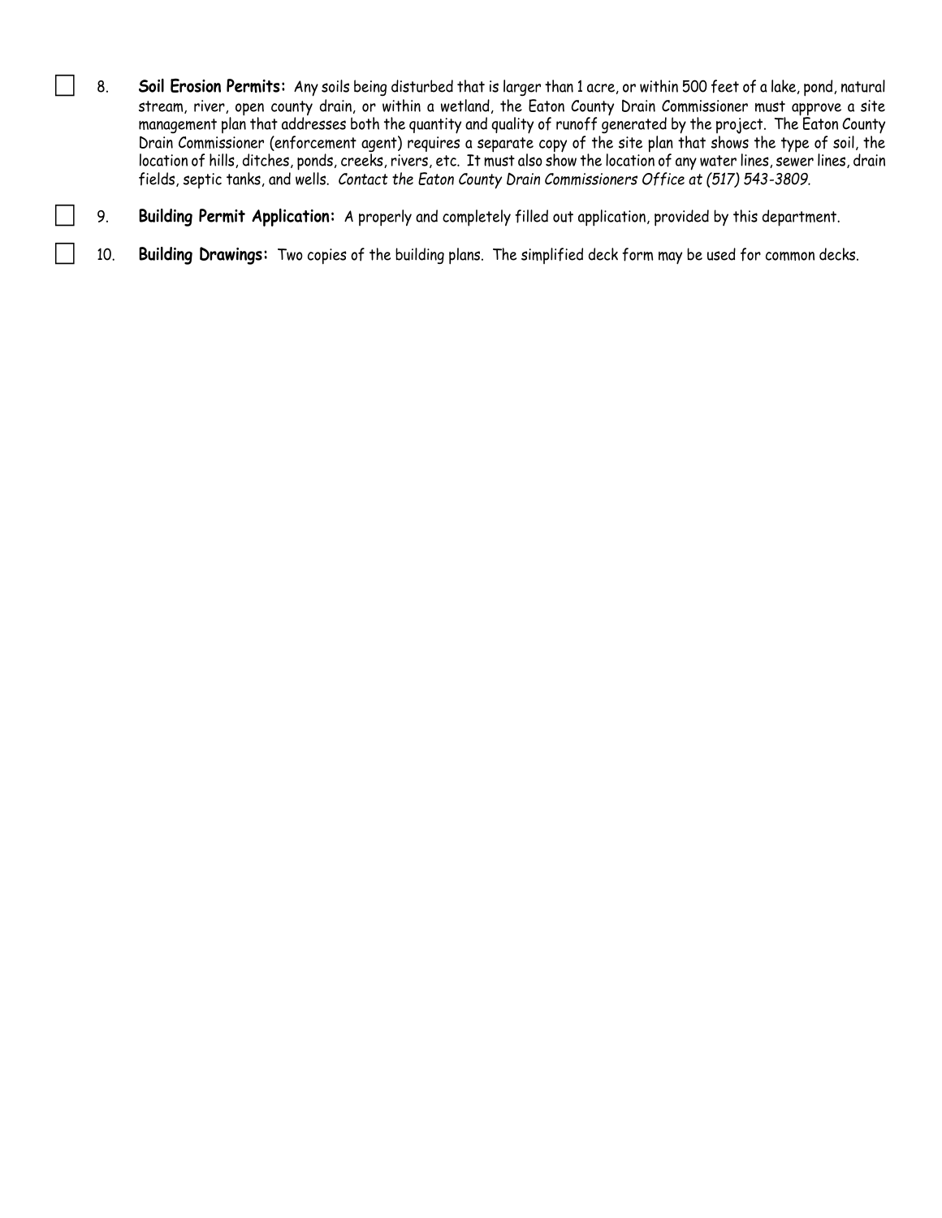- [ ] 8. **Soil Erosion Permits:** Any soils being disturbed that is larger than 1 acre, or within 500 feet of a lake, pond, natural stream, river, open county drain, or within a wetland, the Eaton County Drain Commissioner must approve a site management plan that addresses both the quantity and quality of runoff generated by the project. The Eaton County Drain Commissioner (enforcement agent) requires a separate copy of the site plan that shows the type of soil, the location of hills, ditches, ponds, creeks, rivers, etc. It must also show the location of any water lines, sewer lines, drain fields, septic tanks, and wells. *Contact the Eaton County Drain Commissioners Office at (517) 543-3809.*

- [ ] 9. **Building Permit Application:** A properly and completely filled out application, provided by this department.

- [ ] 10. **Building Drawings:** Two copies of the building plans. The simplified deck form may be used for common decks.